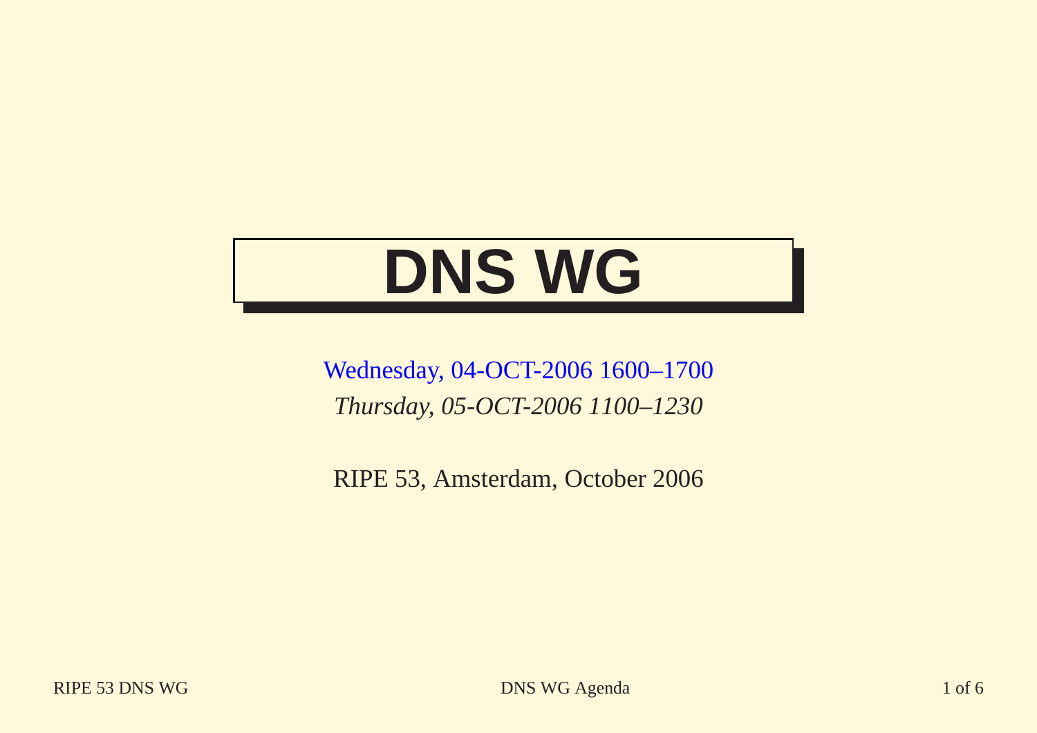# DNS WG

Wednesday, 04-OCT-2006 1600–1700

*Thursday, 05-OCT-2006 1100–1230*

RIPE 53, Amsterdam, October 2006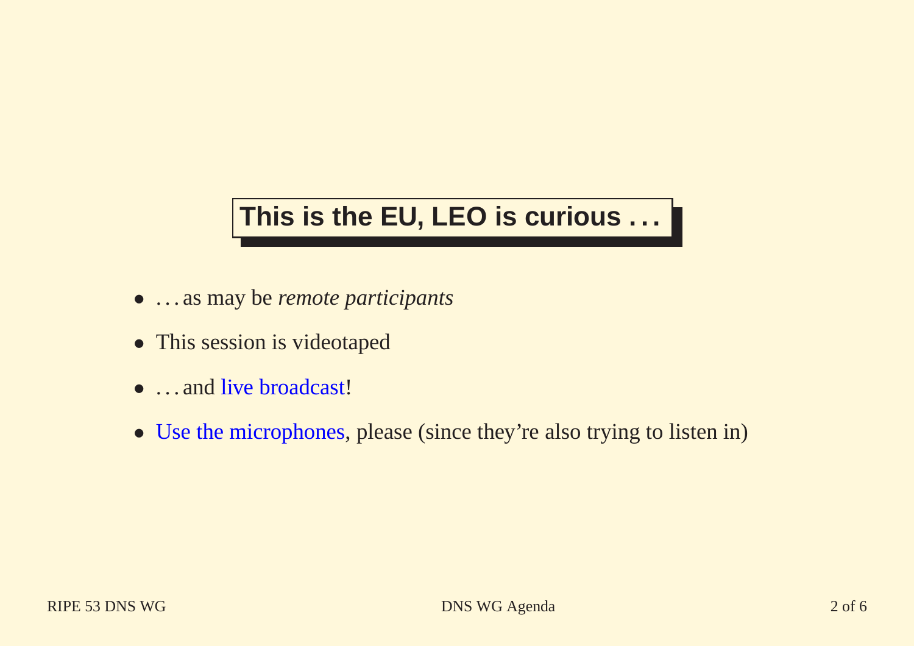# This is the EU, LEO is curious . . .

- . . . as may be *remote participants*
- This session is videotaped
- . . . and live broadcast!
- Use the microphones, please (since they're also trying to listen in)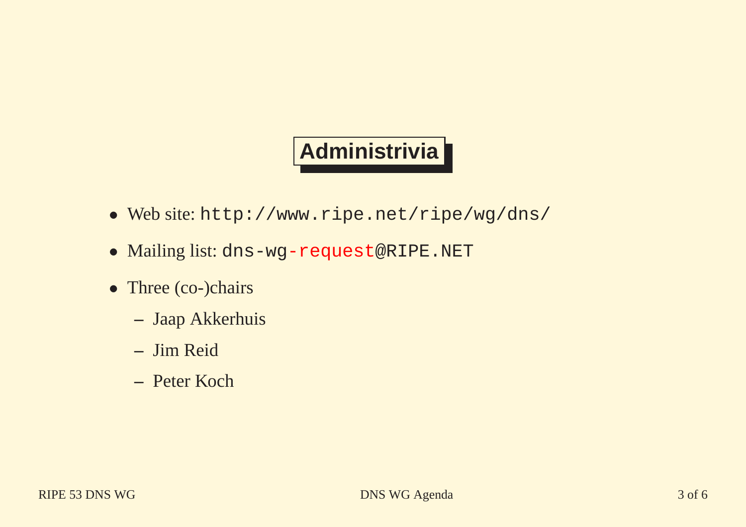# Administrivia

- Web site: `http://www.ripe.net/ripe/wg/dns/`
- Mailing list: `dns-wg-request@RIPE.NET`
- Three (co-)chairs
  - Jaap Akkerhuis
  - Jim Reid
  - Peter Koch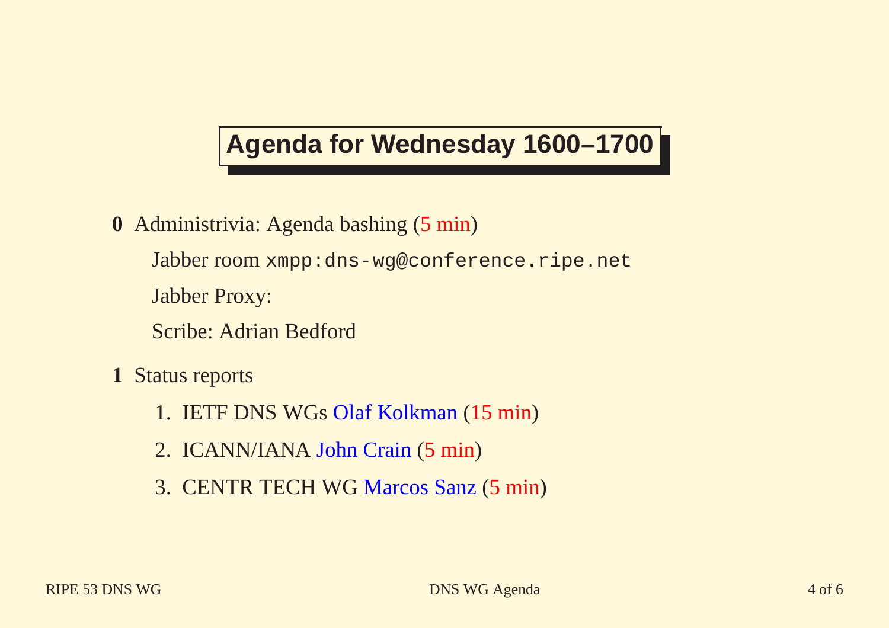# Agenda for Wednesday 1600–1700

**0** Administrivia: Agenda bashing (5 min)

Jabber room `xmpp:dns-wg@conference.ripe.net`

Jabber Proxy:

Scribe: Adrian Bedford

**1** Status reports

1. IETF DNS WGs Olaf Kolkman (15 min)
2. ICANN/IANA John Crain (5 min)
3. CENTR TECH WG Marcos Sanz (5 min)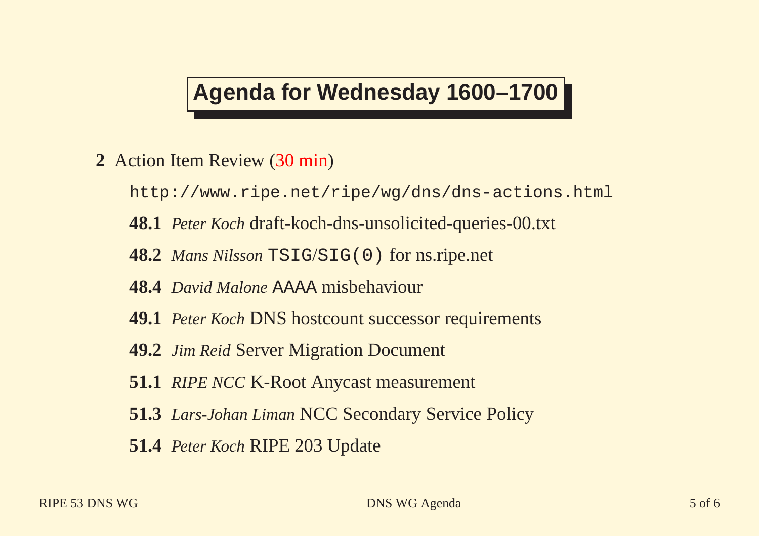# Agenda for Wednesday 1600–1700

**2** Action Item Review (30 min)

`http://www.ripe.net/ripe/wg/dns/dns-actions.html`

- **48.1** *Peter Koch* draft-koch-dns-unsolicited-queries-00.txt
- **48.2** *Mans Nilsson* `TSIG`/`SIG(0)` for ns.ripe.net
- **48.4** *David Malone* AAAA misbehaviour
- **49.1** *Peter Koch* DNS hostcount successor requirements
- **49.2** *Jim Reid* Server Migration Document
- **51.1** *RIPE NCC* K-Root Anycast measurement
- **51.3** *Lars-Johan Liman* NCC Secondary Service Policy
- **51.4** *Peter Koch* RIPE 203 Update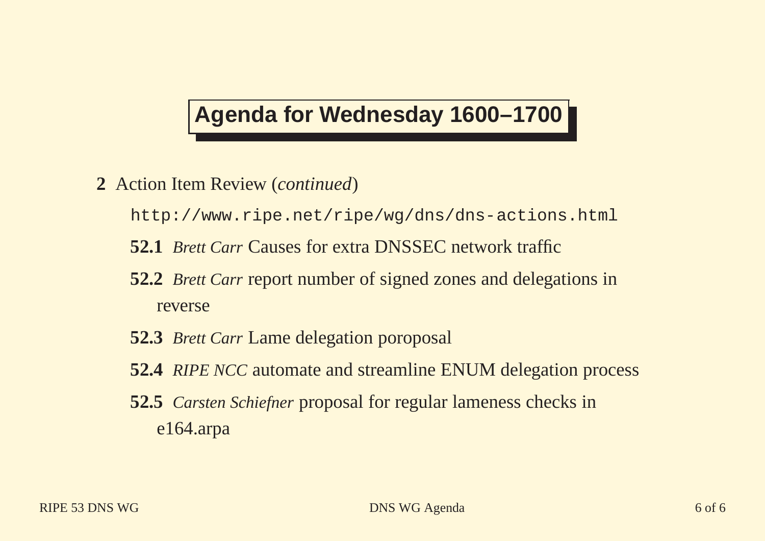# Agenda for Wednesday 1600–1700

**2** Action Item Review (*continued*)

```
http://www.ripe.net/ripe/wg/dns/dns-actions.html
```

- **52.1** *Brett Carr* Causes for extra DNSSEC network traffic
- **52.2** *Brett Carr* report number of signed zones and delegations in reverse
- **52.3** *Brett Carr* Lame delegation poroposal
- **52.4** *RIPE NCC* automate and streamline ENUM delegation process
- **52.5** *Carsten Schiefner* proposal for regular lameness checks in e164.arpa